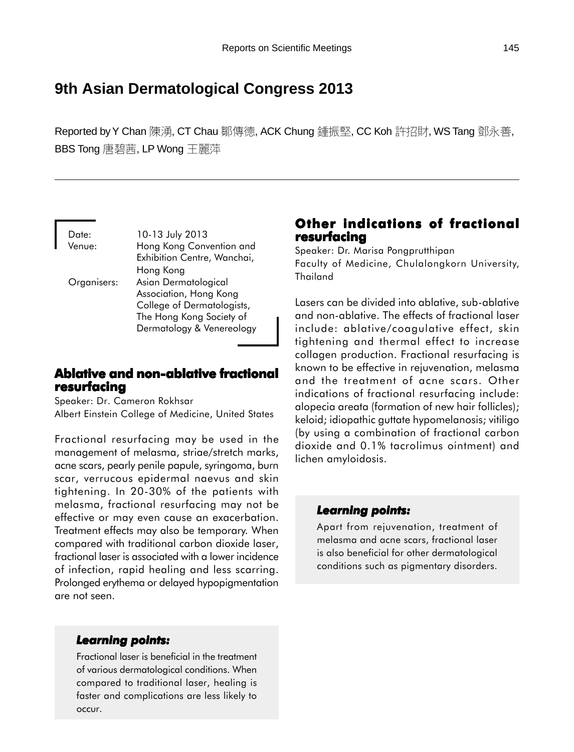# 9th Asian Dermatological Congress 2013

Reported by Y Chan 陳湧, CT Chau 鄒傳德, ACK Chung 鍾振堅, CC Koh 許招財, WS Tang 鄧永善, BBS Tong 唐碧茜, LP Wong 王麗萍

Date: 10-13 July 2013

Venue: Hong Kong Convention and Exhibition Centre, Wanchai, Hong Kong

Organisers: Asian Dermatological Association, Hong Kong College of Dermatologists, The Hong Kong Society of Dermatology & Venereology

## Ablative and non-ablative fractional resurfacing

Speaker: Dr. Cameron Rokhsar

Albert Einstein College of Medicine, United States

Fractional resurfacing may be used in the management of melasma, striae/stretch marks, acne scars, pearly penile papule, syringoma, burn scar, verrucous epidermal naevus and skin tightening. In 20-30% of the patients with melasma, fractional resurfacing may not be effective or may even cause an exacerbation. Treatment effects may also be temporary. When compared with traditional carbon dioxide laser, fractional laser is associated with a lower incidence of infection, rapid healing and less scarring. Prolonged erythema or delayed hypopigmentation are not seen.

### Learning points:

Fractional laser is beneficial in the treatment of various dermatological conditions. When compared to traditional laser, healing is faster and complications are less likely to occur.

## Other indications of fractional resurfacing

Speaker: Dr. Marisa Pongprutthipan

Faculty of Medicine, Chulalongkorn University, Thailand

Lasers can be divided into ablative, sub-ablative and non-ablative. The effects of fractional laser include: ablative/coagulative effect, skin tightening and thermal effect to increase collagen production. Fractional resurfacing is known to be effective in rejuvenation, melasma and the treatment of acne scars. Other indications of fractional resurfacing include: alopecia areata (formation of new hair follicles); keloid; idiopathic guttate hypomelanosis; vitiligo (by using a combination of fractional carbon dioxide and 0.1% tacrolimus ointment) and lichen amyloidosis.

### Learning points:

Apart from rejuvenation, treatment of melasma and acne scars, fractional laser is also beneficial for other dermatological conditions such as pigmentary disorders.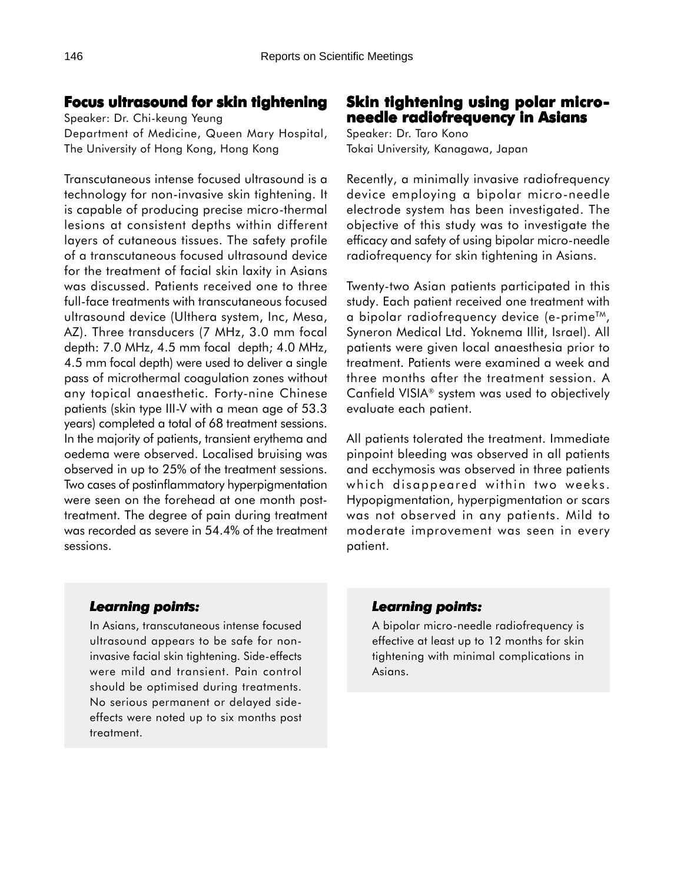## Focus ultrasound for skin tightening

Speaker: Dr. Chi-keung Yeung
Department of Medicine, Queen Mary Hospital, The University of Hong Kong, Hong Kong

Transcutaneous intense focused ultrasound is a technology for non-invasive skin tightening. It is capable of producing precise micro-thermal lesions at consistent depths within different layers of cutaneous tissues. The safety profile of a transcutaneous focused ultrasound device for the treatment of facial skin laxity in Asians was discussed. Patients received one to three full-face treatments with transcutaneous focused ultrasound device (Ulthera system, Inc, Mesa, AZ). Three transducers (7 MHz, 3.0 mm focal depth: 7.0 MHz, 4.5 mm focal depth; 4.0 MHz, 4.5 mm focal depth) were used to deliver a single pass of microthermal coagulation zones without any topical anaesthetic. Forty-nine Chinese patients (skin type III-V with a mean age of 53.3 years) completed a total of 68 treatment sessions. In the majority of patients, transient erythema and oedema were observed. Localised bruising was observed in up to 25% of the treatment sessions. Two cases of postinflammatory hyperpigmentation were seen on the forehead at one month post-treatment. The degree of pain during treatment was recorded as severe in 54.4% of the treatment sessions.

> ***Learning points:***
>
> In Asians, transcutaneous intense focused ultrasound appears to be safe for non-invasive facial skin tightening. Side-effects were mild and transient. Pain control should be optimised during treatments. No serious permanent or delayed side-effects were noted up to six months post treatment.

## Skin tightening using polar micro-needle radiofrequency in Asians

Speaker: Dr. Taro Kono
Tokai University, Kanagawa, Japan

Recently, a minimally invasive radiofrequency device employing a bipolar micro-needle electrode system has been investigated. The objective of this study was to investigate the efficacy and safety of using bipolar micro-needle radiofrequency for skin tightening in Asians.

Twenty-two Asian patients participated in this study. Each patient received one treatment with a bipolar radiofrequency device (e-prime™, Syneron Medical Ltd. Yoknema Illit, Israel). All patients were given local anaesthesia prior to treatment. Patients were examined a week and three months after the treatment session. A Canfield VISIA® system was used to objectively evaluate each patient.

All patients tolerated the treatment. Immediate pinpoint bleeding was observed in all patients and ecchymosis was observed in three patients which disappeared within two weeks. Hypopigmentation, hyperpigmentation or scars was not observed in any patients. Mild to moderate improvement was seen in every patient.

> ***Learning points:***
>
> A bipolar micro-needle radiofrequency is effective at least up to 12 months for skin tightening with minimal complications in Asians.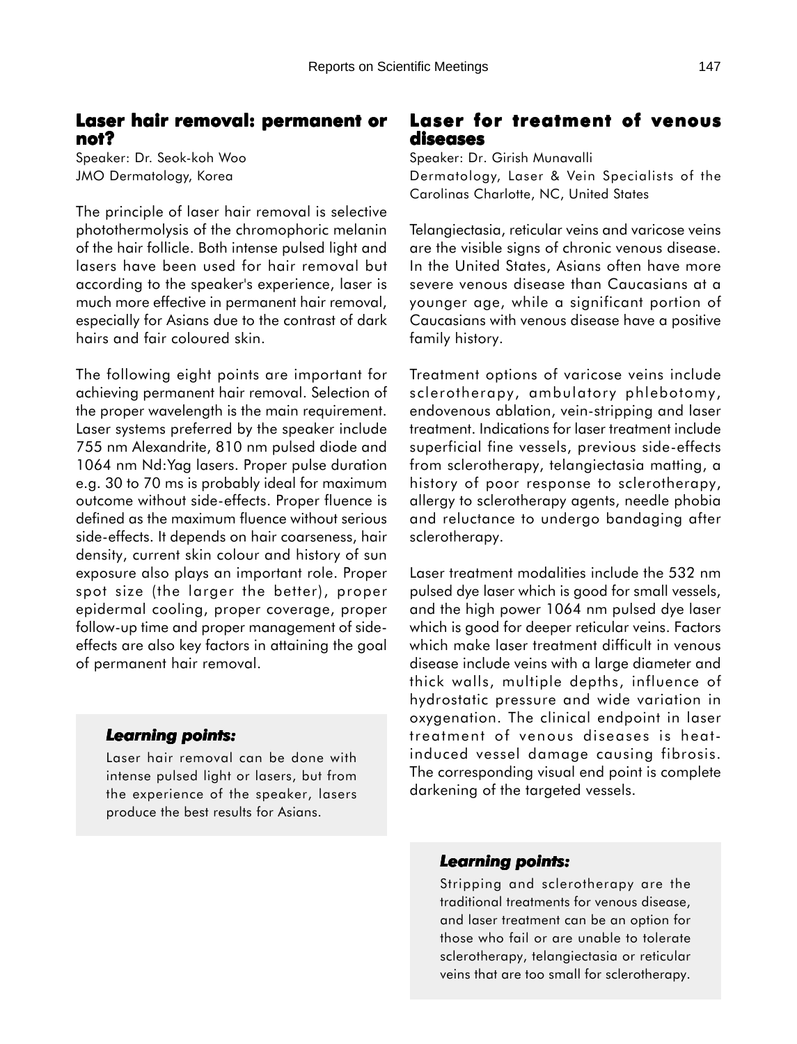## Laser hair removal: permanent or not?

Speaker: Dr. Seok-koh Woo
JMO Dermatology, Korea

The principle of laser hair removal is selective photothermolysis of the chromophoric melanin of the hair follicle. Both intense pulsed light and lasers have been used for hair removal but according to the speaker's experience, laser is much more effective in permanent hair removal, especially for Asians due to the contrast of dark hairs and fair coloured skin.

The following eight points are important for achieving permanent hair removal. Selection of the proper wavelength is the main requirement. Laser systems preferred by the speaker include 755 nm Alexandrite, 810 nm pulsed diode and 1064 nm Nd:Yag lasers. Proper pulse duration e.g. 30 to 70 ms is probably ideal for maximum outcome without side-effects. Proper fluence is defined as the maximum fluence without serious side-effects. It depends on hair coarseness, hair density, current skin colour and history of sun exposure also plays an important role. Proper spot size (the larger the better), proper epidermal cooling, proper coverage, proper follow-up time and proper management of side-effects are also key factors in attaining the goal of permanent hair removal.

> ***Learning points:***
>
> Laser hair removal can be done with intense pulsed light or lasers, but from the experience of the speaker, lasers produce the best results for Asians.

## Laser for treatment of venous diseases

Speaker: Dr. Girish Munavalli
Dermatology, Laser & Vein Specialists of the Carolinas Charlotte, NC, United States

Telangiectasia, reticular veins and varicose veins are the visible signs of chronic venous disease. In the United States, Asians often have more severe venous disease than Caucasians at a younger age, while a significant portion of Caucasians with venous disease have a positive family history.

Treatment options of varicose veins include sclerotherapy, ambulatory phlebotomy, endovenous ablation, vein-stripping and laser treatment. Indications for laser treatment include superficial fine vessels, previous side-effects from sclerotherapy, telangiectasia matting, a history of poor response to sclerotherapy, allergy to sclerotherapy agents, needle phobia and reluctance to undergo bandaging after sclerotherapy.

Laser treatment modalities include the 532 nm pulsed dye laser which is good for small vessels, and the high power 1064 nm pulsed dye laser which is good for deeper reticular veins. Factors which make laser treatment difficult in venous disease include veins with a large diameter and thick walls, multiple depths, influence of hydrostatic pressure and wide variation in oxygenation. The clinical endpoint in laser treatment of venous diseases is heat-induced vessel damage causing fibrosis. The corresponding visual end point is complete darkening of the targeted vessels.

> ***Learning points:***
>
> Stripping and sclerotherapy are the traditional treatments for venous disease, and laser treatment can be an option for those who fail or are unable to tolerate sclerotherapy, telangiectasia or reticular veins that are too small for sclerotherapy.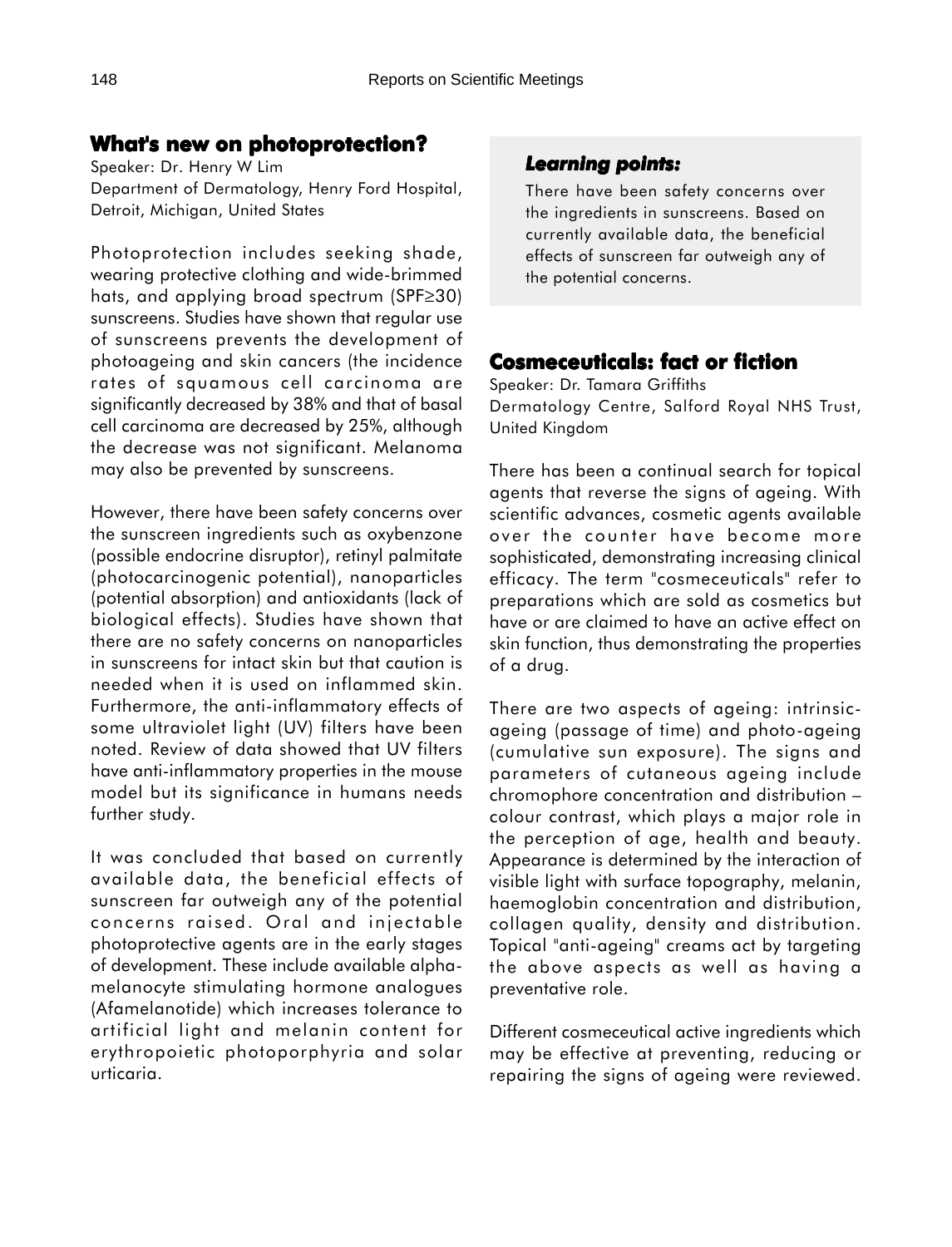## What's new on photoprotection?

Speaker: Dr. Henry W Lim
Department of Dermatology, Henry Ford Hospital, Detroit, Michigan, United States

Photoprotection includes seeking shade, wearing protective clothing and wide-brimmed hats, and applying broad spectrum (SPF≥30) sunscreens. Studies have shown that regular use of sunscreens prevents the development of photoageing and skin cancers (the incidence rates of squamous cell carcinoma are significantly decreased by 38% and that of basal cell carcinoma are decreased by 25%, although the decrease was not significant. Melanoma may also be prevented by sunscreens.

However, there have been safety concerns over the sunscreen ingredients such as oxybenzone (possible endocrine disruptor), retinyl palmitate (photocarcinogenic potential), nanoparticles (potential absorption) and antioxidants (lack of biological effects). Studies have shown that there are no safety concerns on nanoparticles in sunscreens for intact skin but that caution is needed when it is used on inflammed skin. Furthermore, the anti-inflammatory effects of some ultraviolet light (UV) filters have been noted. Review of data showed that UV filters have anti-inflammatory properties in the mouse model but its significance in humans needs further study.

It was concluded that based on currently available data, the beneficial effects of sunscreen far outweigh any of the potential concerns raised. Oral and injectable photoprotective agents are in the early stages of development. These include available alpha-melanocyte stimulating hormone analogues (Afamelanotide) which increases tolerance to artificial light and melanin content for erythropoietic photoporphyria and solar urticaria.

> ***Learning points:***
>
> There have been safety concerns over the ingredients in sunscreens. Based on currently available data, the beneficial effects of sunscreen far outweigh any of the potential concerns.

## Cosmeceuticals: fact or fiction

Speaker: Dr. Tamara Griffiths
Dermatology Centre, Salford Royal NHS Trust, United Kingdom

There has been a continual search for topical agents that reverse the signs of ageing. With scientific advances, cosmetic agents available over the counter have become more sophisticated, demonstrating increasing clinical efficacy. The term "cosmeceuticals" refer to preparations which are sold as cosmetics but have or are claimed to have an active effect on skin function, thus demonstrating the properties of a drug.

There are two aspects of ageing: intrinsic-ageing (passage of time) and photo-ageing (cumulative sun exposure). The signs and parameters of cutaneous ageing include chromophore concentration and distribution – colour contrast, which plays a major role in the perception of age, health and beauty. Appearance is determined by the interaction of visible light with surface topography, melanin, haemoglobin concentration and distribution, collagen quality, density and distribution. Topical "anti-ageing" creams act by targeting the above aspects as well as having a preventative role.

Different cosmeceutical active ingredients which may be effective at preventing, reducing or repairing the signs of ageing were reviewed.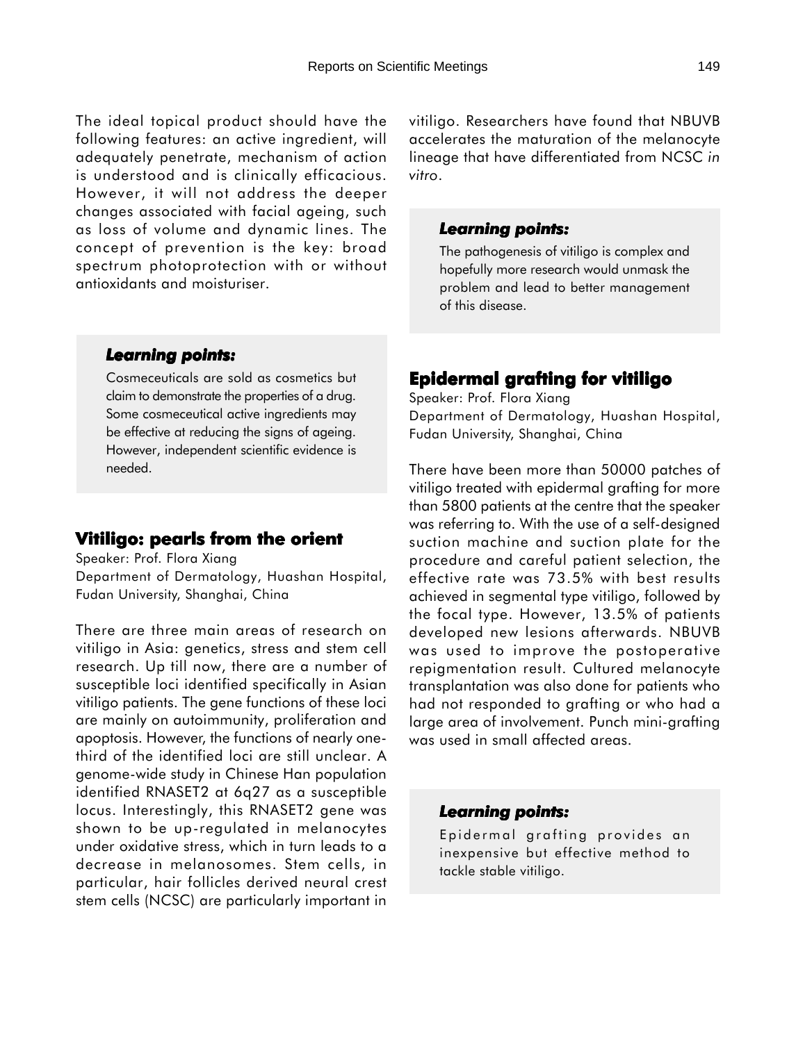The ideal topical product should have the following features: an active ingredient, will adequately penetrate, mechanism of action is understood and is clinically efficacious. However, it will not address the deeper changes associated with facial ageing, such as loss of volume and dynamic lines. The concept of prevention is the key: broad spectrum photoprotection with or without antioxidants and moisturiser.

> ***Learning points:***
>
> Cosmeceuticals are sold as cosmetics but claim to demonstrate the properties of a drug. Some cosmeceutical active ingredients may be effective at reducing the signs of ageing. However, independent scientific evidence is needed.

## Vitiligo: pearls from the orient

Speaker: Prof. Flora Xiang
Department of Dermatology, Huashan Hospital, Fudan University, Shanghai, China

There are three main areas of research on vitiligo in Asia: genetics, stress and stem cell research. Up till now, there are a number of susceptible loci identified specifically in Asian vitiligo patients. The gene functions of these loci are mainly on autoimmunity, proliferation and apoptosis. However, the functions of nearly one-third of the identified loci are still unclear. A genome-wide study in Chinese Han population identified RNASET2 at 6q27 as a susceptible locus. Interestingly, this RNASET2 gene was shown to be up-regulated in melanocytes under oxidative stress, which in turn leads to a decrease in melanosomes. Stem cells, in particular, hair follicles derived neural crest stem cells (NCSC) are particularly important in vitiligo. Researchers have found that NBUVB accelerates the maturation of the melanocyte lineage that have differentiated from NCSC *in vitro*.

> ***Learning points:***
>
> The pathogenesis of vitiligo is complex and hopefully more research would unmask the problem and lead to better management of this disease.

## Epidermal grafting for vitiligo

Speaker: Prof. Flora Xiang
Department of Dermatology, Huashan Hospital, Fudan University, Shanghai, China

There have been more than 50000 patches of vitiligo treated with epidermal grafting for more than 5800 patients at the centre that the speaker was referring to. With the use of a self-designed suction machine and suction plate for the procedure and careful patient selection, the effective rate was 73.5% with best results achieved in segmental type vitiligo, followed by the focal type. However, 13.5% of patients developed new lesions afterwards. NBUVB was used to improve the postoperative repigmentation result. Cultured melanocyte transplantation was also done for patients who had not responded to grafting or who had a large area of involvement. Punch mini-grafting was used in small affected areas.

> ***Learning points:***
>
> Epidermal grafting provides an inexpensive but effective method to tackle stable vitiligo.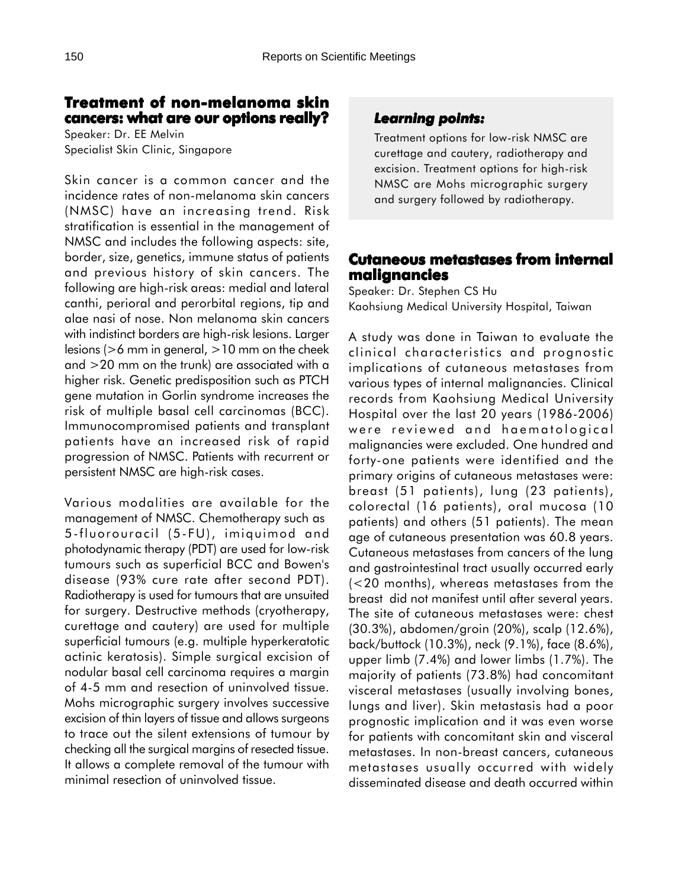## Treatment of non-melanoma skin cancers: what are our options really?

Speaker: Dr. EE Melvin
Specialist Skin Clinic, Singapore

Skin cancer is a common cancer and the incidence rates of non-melanoma skin cancers (NMSC) have an increasing trend. Risk stratification is essential in the management of NMSC and includes the following aspects: site, border, size, genetics, immune status of patients and previous history of skin cancers. The following are high-risk areas: medial and lateral canthi, perioral and perorbital regions, tip and alae nasi of nose. Non melanoma skin cancers with indistinct borders are high-risk lesions. Larger lesions (>6 mm in general, >10 mm on the cheek and >20 mm on the trunk) are associated with a higher risk. Genetic predisposition such as PTCH gene mutation in Gorlin syndrome increases the risk of multiple basal cell carcinomas (BCC). Immunocompromised patients and transplant patients have an increased risk of rapid progression of NMSC. Patients with recurrent or persistent NMSC are high-risk cases.

Various modalities are available for the management of NMSC. Chemotherapy such as 5-fluorouracil (5-FU), imiquimod and photodynamic therapy (PDT) are used for low-risk tumours such as superficial BCC and Bowen's disease (93% cure rate after second PDT). Radiotherapy is used for tumours that are unsuited for surgery. Destructive methods (cryotherapy, curettage and cautery) are used for multiple superficial tumours (e.g. multiple hyperkeratotic actinic keratosis). Simple surgical excision of nodular basal cell carcinoma requires a margin of 4-5 mm and resection of uninvolved tissue. Mohs micrographic surgery involves successive excision of thin layers of tissue and allows surgeons to trace out the silent extensions of tumour by checking all the surgical margins of resected tissue. It allows a complete removal of the tumour with minimal resection of uninvolved tissue.

***Learning points:***

Treatment options for low-risk NMSC are curettage and cautery, radiotherapy and excision. Treatment options for high-risk NMSC are Mohs micrographic surgery and surgery followed by radiotherapy.

## Cutaneous metastases from internal malignancies

Speaker: Dr. Stephen CS Hu
Kaohsiung Medical University Hospital, Taiwan

A study was done in Taiwan to evaluate the clinical characteristics and prognostic implications of cutaneous metastases from various types of internal malignancies. Clinical records from Kaohsiung Medical University Hospital over the last 20 years (1986-2006) were reviewed and haematological malignancies were excluded. One hundred and forty-one patients were identified and the primary origins of cutaneous metastases were: breast (51 patients), lung (23 patients), colorectal (16 patients), oral mucosa (10 patients) and others (51 patients). The mean age of cutaneous presentation was 60.8 years. Cutaneous metastases from cancers of the lung and gastrointestinal tract usually occurred early (<20 months), whereas metastases from the breast did not manifest until after several years. The site of cutaneous metastases were: chest (30.3%), abdomen/groin (20%), scalp (12.6%), back/buttock (10.3%), neck (9.1%), face (8.6%), upper limb (7.4%) and lower limbs (1.7%). The majority of patients (73.8%) had concomitant visceral metastases (usually involving bones, lungs and liver). Skin metastasis had a poor prognostic implication and it was even worse for patients with concomitant skin and visceral metastases. In non-breast cancers, cutaneous metastases usually occurred with widely disseminated disease and death occurred within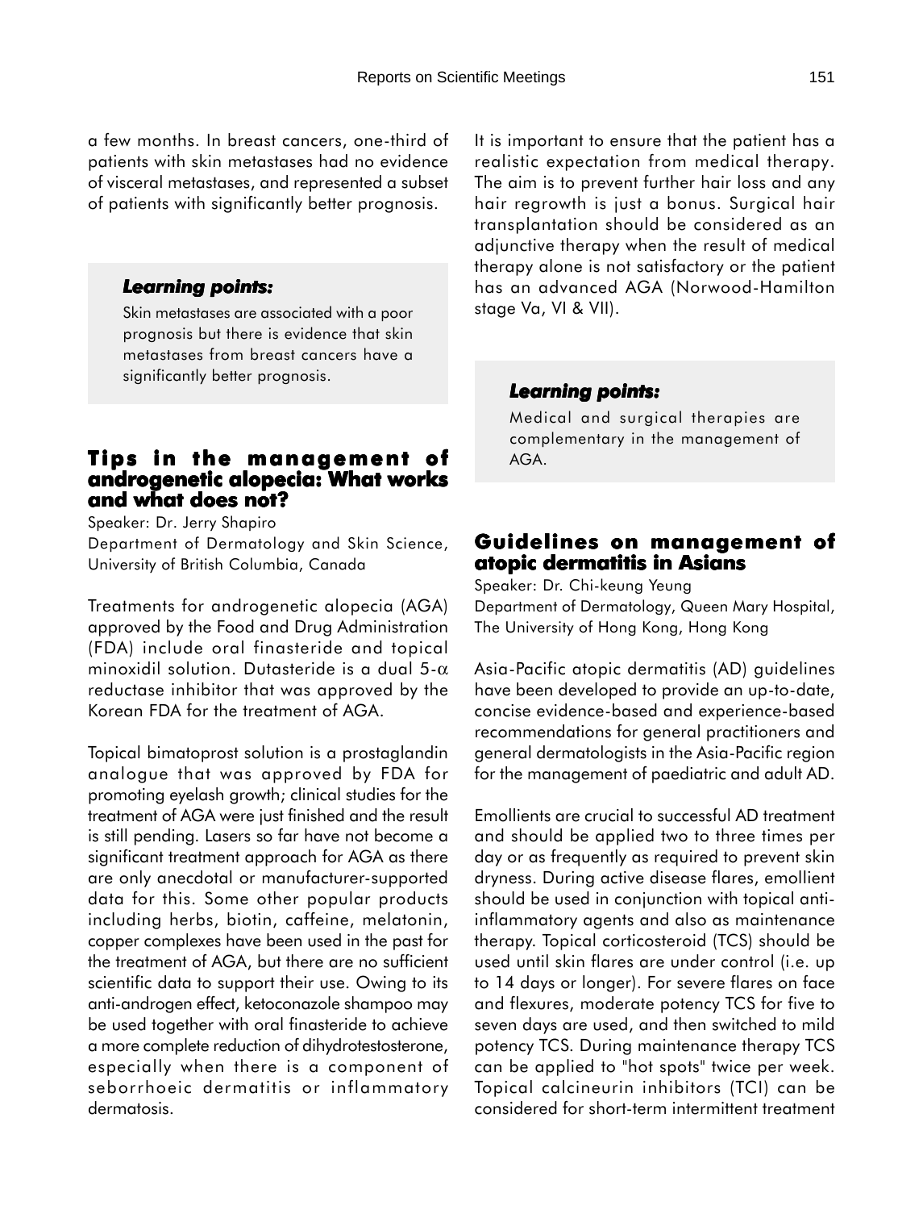a few months. In breast cancers, one-third of patients with skin metastases had no evidence of visceral metastases, and represented a subset of patients with significantly better prognosis.

> ***Learning points:***
>
> Skin metastases are associated with a poor prognosis but there is evidence that skin metastases from breast cancers have a significantly better prognosis.

## Tips in the management of androgenetic alopecia: What works and what does not?

Speaker: Dr. Jerry Shapiro
Department of Dermatology and Skin Science, University of British Columbia, Canada

Treatments for androgenetic alopecia (AGA) approved by the Food and Drug Administration (FDA) include oral finasteride and topical minoxidil solution. Dutasteride is a dual 5-$\alpha$ reductase inhibitor that was approved by the Korean FDA for the treatment of AGA.

Topical bimatoprost solution is a prostaglandin analogue that was approved by FDA for promoting eyelash growth; clinical studies for the treatment of AGA were just finished and the result is still pending. Lasers so far have not become a significant treatment approach for AGA as there are only anecdotal or manufacturer-supported data for this. Some other popular products including herbs, biotin, caffeine, melatonin, copper complexes have been used in the past for the treatment of AGA, but there are no sufficient scientific data to support their use. Owing to its anti-androgen effect, ketoconazole shampoo may be used together with oral finasteride to achieve a more complete reduction of dihydrotestosterone, especially when there is a component of seborrhoeic dermatitis or inflammatory dermatosis.

It is important to ensure that the patient has a realistic expectation from medical therapy. The aim is to prevent further hair loss and any hair regrowth is just a bonus. Surgical hair transplantation should be considered as an adjunctive therapy when the result of medical therapy alone is not satisfactory or the patient has an advanced AGA (Norwood-Hamilton stage Va, VI & VII).

> ***Learning points:***
>
> Medical and surgical therapies are complementary in the management of AGA.

## Guidelines on management of atopic dermatitis in Asians

Speaker: Dr. Chi-keung Yeung
Department of Dermatology, Queen Mary Hospital, The University of Hong Kong, Hong Kong

Asia-Pacific atopic dermatitis (AD) guidelines have been developed to provide an up-to-date, concise evidence-based and experience-based recommendations for general practitioners and general dermatologists in the Asia-Pacific region for the management of paediatric and adult AD.

Emollients are crucial to successful AD treatment and should be applied two to three times per day or as frequently as required to prevent skin dryness. During active disease flares, emollient should be used in conjunction with topical anti-inflammatory agents and also as maintenance therapy. Topical corticosteroid (TCS) should be used until skin flares are under control (i.e. up to 14 days or longer). For severe flares on face and flexures, moderate potency TCS for five to seven days are used, and then switched to mild potency TCS. During maintenance therapy TCS can be applied to "hot spots" twice per week. Topical calcineurin inhibitors (TCI) can be considered for short-term intermittent treatment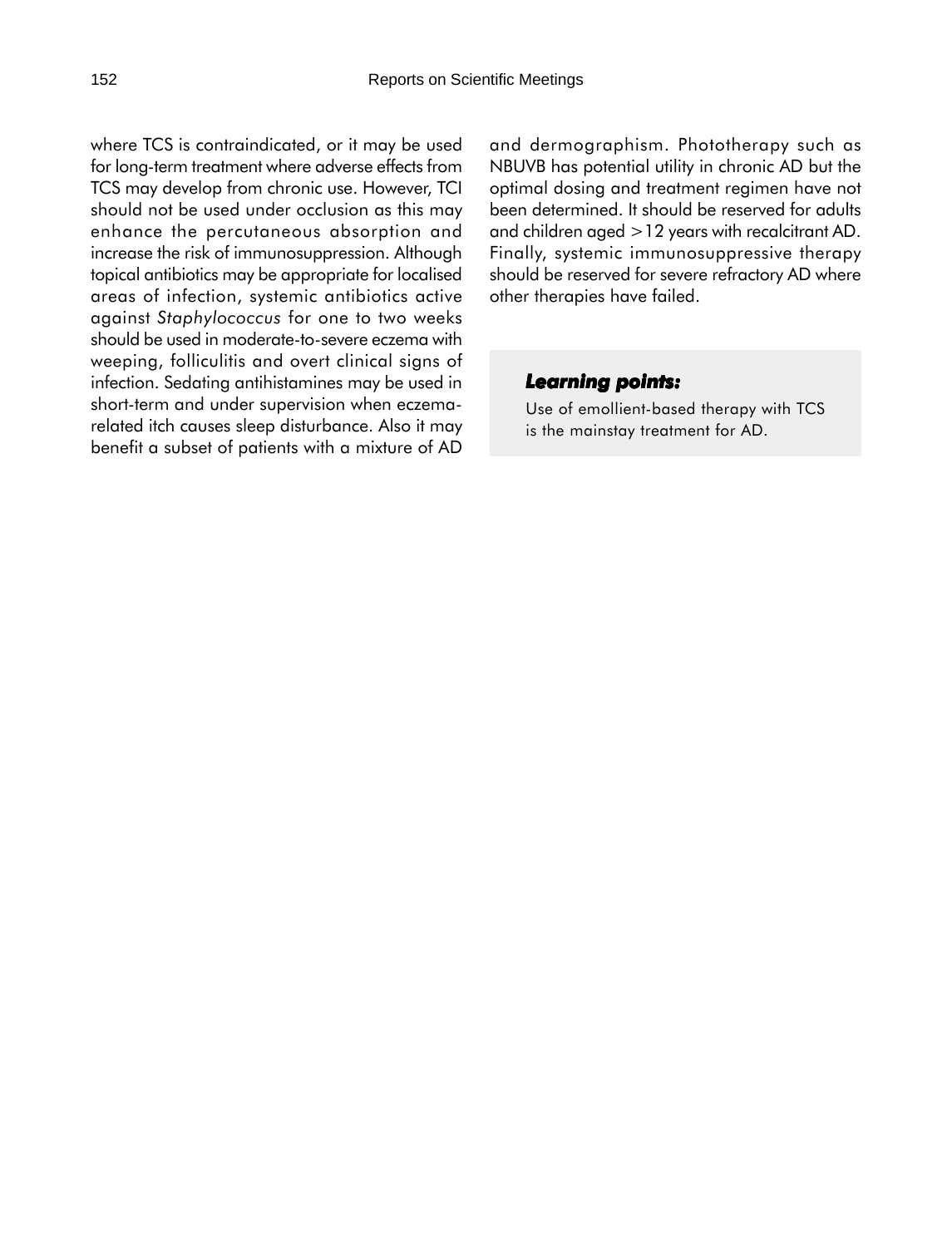where TCS is contraindicated, or it may be used for long-term treatment where adverse effects from TCS may develop from chronic use. However, TCI should not be used under occlusion as this may enhance the percutaneous absorption and increase the risk of immunosuppression. Although topical antibiotics may be appropriate for localised areas of infection, systemic antibiotics active against *Staphylococcus* for one to two weeks should be used in moderate-to-severe eczema with weeping, folliculitis and overt clinical signs of infection. Sedating antihistamines may be used in short-term and under supervision when eczema-related itch causes sleep disturbance. Also it may benefit a subset of patients with a mixture of AD and dermographism. Phototherapy such as NBUVB has potential utility in chronic AD but the optimal dosing and treatment regimen have not been determined. It should be reserved for adults and children aged >12 years with recalcitrant AD. Finally, systemic immunosuppressive therapy should be reserved for severe refractory AD where other therapies have failed.

***Learning points:***

Use of emollient-based therapy with TCS is the mainstay treatment for AD.